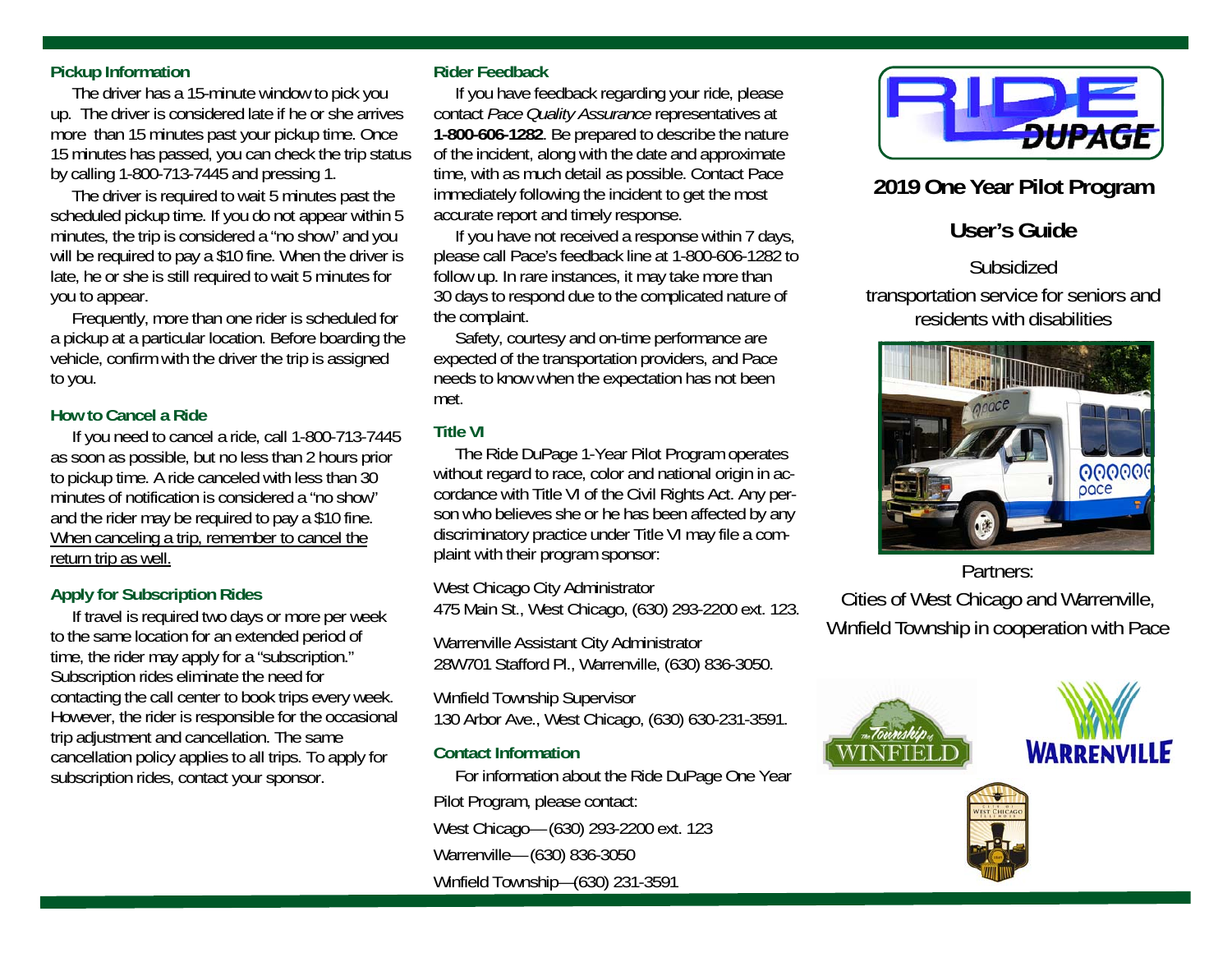## Pickup Information

The driver has a 15-minute window to pick you up. The driver is considered late if he or she arrives more than 15 minutes past your pickup time. Once 15 minutes has passed, you can check the trip status by calling 1-800-713-7445 and pressing 1.

The driver is required to wait 5 minutes past the scheduled pickup time. If you do not appear within 5 minutes, the trip is considered a "no show" and you will be required to pay a $10 fine. When the driver is late, he or she is still required to wait 5 minutes for you to appear.

Frequently, more than one rider is scheduled for a pickup at a particular location. Before boarding the vehicle, confirm with the driver the trip is assigned to you.

## How to Cancel a Ride

If you need to cancel a ride, call 1-800-713-7445 as soon as possible, but no less than 2 hours prior to pickup time. A ride canceled with less than 30 minutes of notification is considered a "no show" and the rider may be required to pay a $10 fine. <u>When canceling a trip, remember to cancel the return trip as well.</u>

## Apply for Subscription Rides

If travel is required two days or more per week to the same location for an extended period of time, the rider may apply for a "subscription." Subscription rides eliminate the need for contacting the call center to book trips every week. However, the rider is responsible for the occasional trip adjustment and cancellation. The same cancellation policy applies to all trips. To apply for subscription rides, contact your sponsor.

## Rider Feedback

If you have feedback regarding your ride, please contact *Pace Quality Assurance* representatives at **1-800-606-1282**. Be prepared to describe the nature of the incident, along with the date and approximate time, with as much detail as possible. Contact Pace immediately following the incident to get the most accurate report and timely response.

If you have not received a response within 7 days, please call Pace's feedback line at 1-800-606-1282 to follow up. In rare instances, it may take more than 30 days to respond due to the complicated nature of the complaint.

Safety, courtesy and on-time performance are expected of the transportation providers, and Pace needs to know when the expectation has not been met.

## Title VI

The Ride DuPage 1-Year Pilot Program operates without regard to race, color and national origin in accordance with Title VI of the Civil Rights Act. Any person who believes she or he has been affected by any discriminatory practice under Title VI may file a complaint with their program sponsor:

West Chicago City Administrator
475 Main St., West Chicago, (630) 293-2200 ext. 123.

Warrenville Assistant City Administrator
28W701 Stafford Pl., Warrenville, (630) 836-3050.

Winfield Township Supervisor
130 Arbor Ave., West Chicago, (630) 630-231-3591.

## Contact Information

For information about the Ride DuPage One Year Pilot Program, please contact:

West Chicago—(630) 293-2200 ext. 123

Warrenville—(630) 836-3050

Winfield Township—(630) 231-3591

# RIDE DUPAGE

## 2019 One Year Pilot Program

## User's Guide

Subsidized transportation service for seniors and residents with disabilities

Partners:

Cities of West Chicago and Warrenville, Winfield Township in cooperation with Pace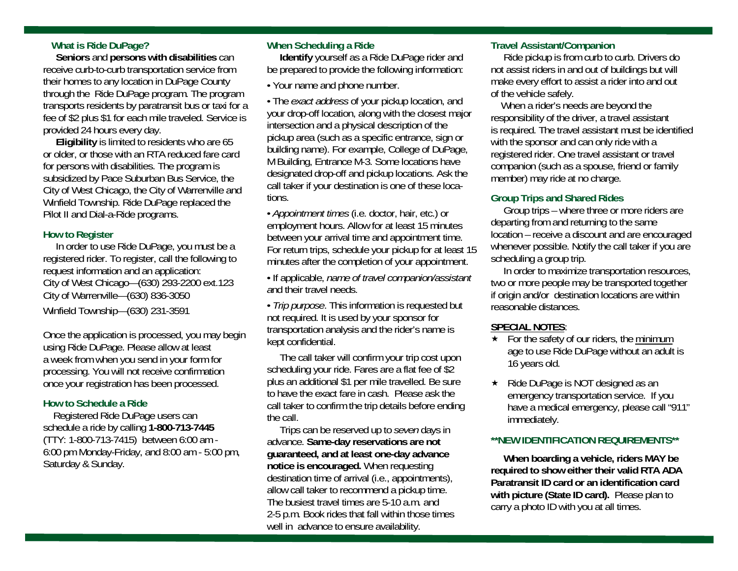## What is Ride DuPage?

**Seniors** and **persons with disabilities** can receive curb-to-curb transportation service from their homes to any location in DuPage County through the Ride DuPage program. The program transports residents by paratransit bus or taxi for a fee of $2 plus $1 for each mile traveled. Service is provided 24 hours every day.

**Eligibility** is limited to residents who are 65 or older, or those with an RTA reduced fare card for persons with disabilities. The program is subsidized by Pace Suburban Bus Service, the City of West Chicago, the City of Warrenville and Winfield Township. Ride DuPage replaced the Pilot II and Dial-a-Ride programs.

## How to Register

In order to use Ride DuPage, you must be a registered rider. To register, call the following to request information and an application:

City of West Chicago—(630) 293-2200 ext.123
City of Warrenville—(630) 836-3050
Winfield Township—(630) 231-3591

Once the application is processed, you may begin using Ride DuPage. Please allow at least a week from when you send in your form for processing. You will not receive confirmation once your registration has been processed.

## How to Schedule a Ride

Registered Ride DuPage users can schedule a ride by calling **1-800-713-7445** (TTY: 1-800-713-7415) between 6:00 am - 6:00 pm Monday-Friday, and 8:00 am - 5:00 pm, Saturday & Sunday.

## When Scheduling a Ride

**Identify** yourself as a Ride DuPage rider and be prepared to provide the following information:

- Your name and phone number.
- The *exact address* of your pickup location, and your drop-off location, along with the closest major intersection and a physical description of the pickup area (such as a specific entrance, sign or building name). For example, College of DuPage, M Building, Entrance M-3. Some locations have designated drop-off and pickup locations. Ask the call taker if your destination is one of these locations.
- *Appointment times* (i.e. doctor, hair, etc.) or employment hours. Allow for at least 15 minutes between your arrival time and appointment time. For return trips, schedule your pickup for at least 15 minutes after the completion of your appointment.
- If applicable, *name of travel companion/assistant* and their travel needs.
- *Trip purpose*. This information is requested but not required. It is used by your sponsor for transportation analysis and the rider's name is kept confidential.

The call taker will confirm your trip cost upon scheduling your ride. Fares are a flat fee of $2 plus an additional $1 per mile travelled. Be sure to have the exact fare in cash. Please ask the call taker to confirm the trip details before ending the call.

Trips can be reserved up to *seven* days in advance. **Same-day reservations are not guaranteed, and at least one-day advance notice is encouraged.** When requesting destination time of arrival (i.e., appointments), allow call taker to recommend a pickup time. The busiest travel times are 5-10 a.m. and 2-5 p.m. Book rides that fall within those times well in advance to ensure availability.

## Travel Assistant/Companion

Ride pickup is from curb to curb. Drivers do not assist riders in and out of buildings but will make every effort to assist a rider into and out of the vehicle safely.

When a rider's needs are beyond the responsibility of the driver, a travel assistant is required. The travel assistant must be identified with the sponsor and can only ride with a registered rider. One travel assistant or travel companion (such as a spouse, friend or family member) may ride at no charge.

## Group Trips and Shared Rides

Group trips – where three or more riders are departing from and returning to the same location – receive a discount and are encouraged whenever possible. Notify the call taker if you are scheduling a group trip.

In order to maximize transportation resources, two or more people may be transported together if origin and/or destination locations are within reasonable distances.

**SPECIAL NOTES**:

- For the safety of our riders, the minimum age to use Ride DuPage without an adult is 16 years old.
- Ride DuPage is NOT designed as an emergency transportation service. If you have a medical emergency, please call "911" immediately.

## **NEW IDENTIFICATION REQUIREMENTS**

**When boarding a vehicle, riders MAY be required to show either their valid RTA ADA Paratransit ID card or an identification card with picture (State ID card).** Please plan to carry a photo ID with you at all times.